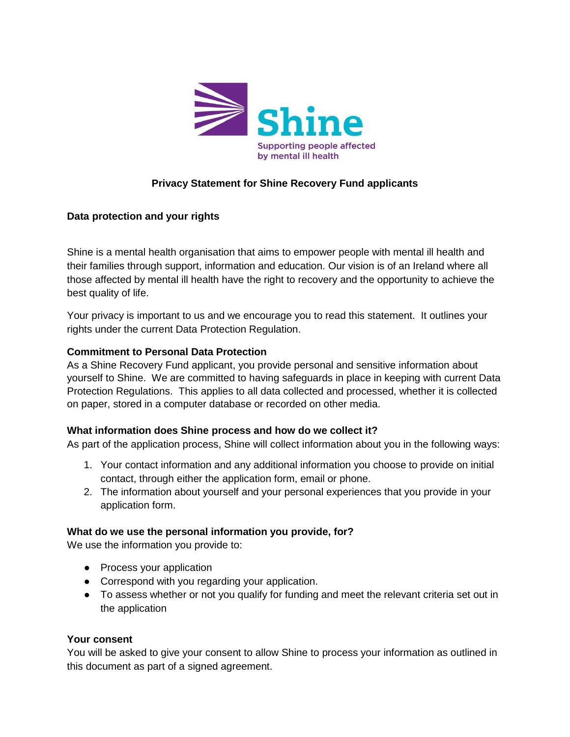Shine

Supporting people affected by mental ill health

# Privacy Statement for Shine Recovery Fund applicants

## Data protection and your rights

Shine is a mental health organisation that aims to empower people with mental ill health and their families through support, information and education. Our vision is of an Ireland where all those affected by mental ill health have the right to recovery and the opportunity to achieve the best quality of life.

Your privacy is important to us and we encourage you to read this statement. It outlines your rights under the current Data Protection Regulation.

### Commitment to Personal Data Protection

As a Shine Recovery Fund applicant, you provide personal and sensitive information about yourself to Shine. We are committed to having safeguards in place in keeping with current Data Protection Regulations. This applies to all data collected and processed, whether it is collected on paper, stored in a computer database or recorded on other media.

### What information does Shine process and how do we collect it?

As part of the application process, Shine will collect information about you in the following ways:

1. Your contact information and any additional information you choose to provide on initial contact, through either the application form, email or phone.
2. The information about yourself and your personal experiences that you provide in your application form.

### What do we use the personal information you provide, for?

We use the information you provide to:

- Process your application
- Correspond with you regarding your application.
- To assess whether or not you qualify for funding and meet the relevant criteria set out in the application

### Your consent

You will be asked to give your consent to allow Shine to process your information as outlined in this document as part of a signed agreement.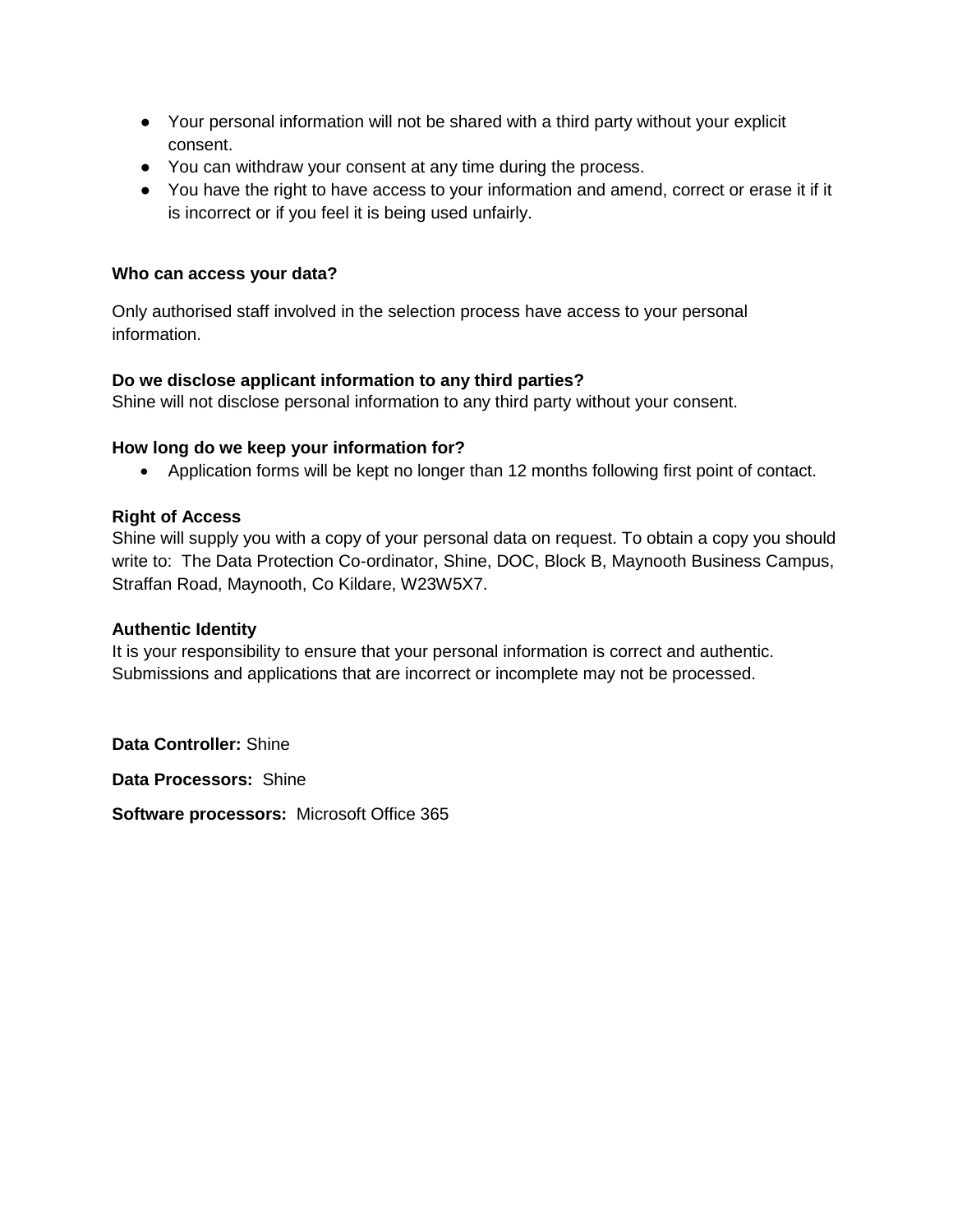- Your personal information will not be shared with a third party without your explicit consent.
- You can withdraw your consent at any time during the process.
- You have the right to have access to your information and amend, correct or erase it if it is incorrect or if you feel it is being used unfairly.

**Who can access your data?**

Only authorised staff involved in the selection process have access to your personal information.

**Do we disclose applicant information to any third parties?**

Shine will not disclose personal information to any third party without your consent.

**How long do we keep your information for?**

- Application forms will be kept no longer than 12 months following first point of contact.

**Right of Access**

Shine will supply you with a copy of your personal data on request. To obtain a copy you should write to: The Data Protection Co-ordinator, Shine, DOC, Block B, Maynooth Business Campus, Straffan Road, Maynooth, Co Kildare, W23W5X7.

**Authentic Identity**

It is your responsibility to ensure that your personal information is correct and authentic. Submissions and applications that are incorrect or incomplete may not be processed.

**Data Controller:** Shine

**Data Processors:** Shine

**Software processors:** Microsoft Office 365